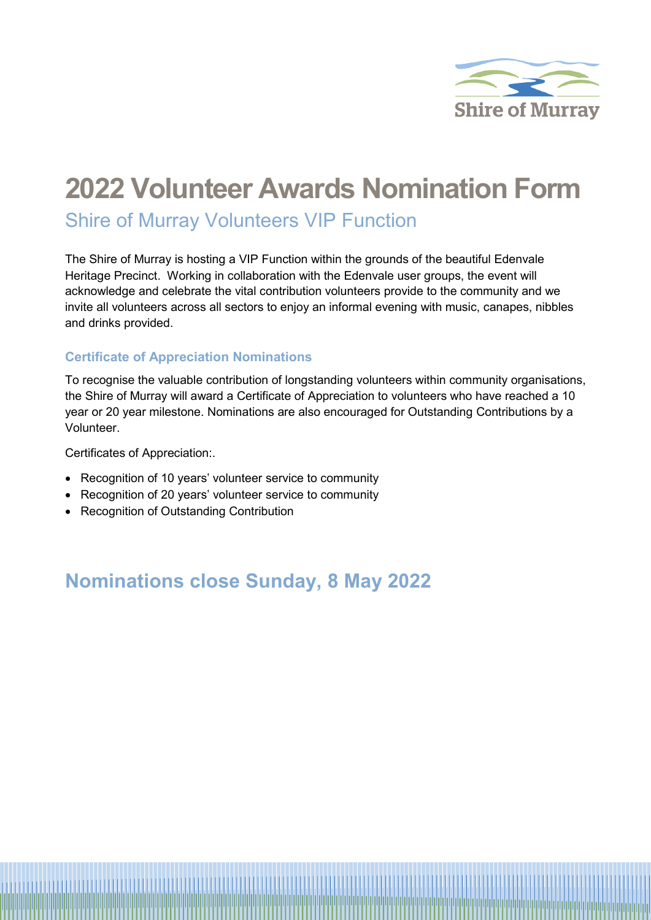Shire of Murray

# 2022 Volunteer Awards Nomination Form

## Shire of Murray Volunteers VIP Function

The Shire of Murray is hosting a VIP Function within the grounds of the beautiful Edenvale Heritage Precinct. Working in collaboration with the Edenvale user groups, the event will acknowledge and celebrate the vital contribution volunteers provide to the community and we invite all volunteers across all sectors to enjoy an informal evening with music, canapes, nibbles and drinks provided.

### Certificate of Appreciation Nominations

To recognise the valuable contribution of longstanding volunteers within community organisations, the Shire of Murray will award a Certificate of Appreciation to volunteers who have reached a 10 year or 20 year milestone. Nominations are also encouraged for Outstanding Contributions by a Volunteer.

Certificates of Appreciation:.

- Recognition of 10 years' volunteer service to community
- Recognition of 20 years' volunteer service to community
- Recognition of Outstanding Contribution

## Nominations close Sunday, 8 May 2022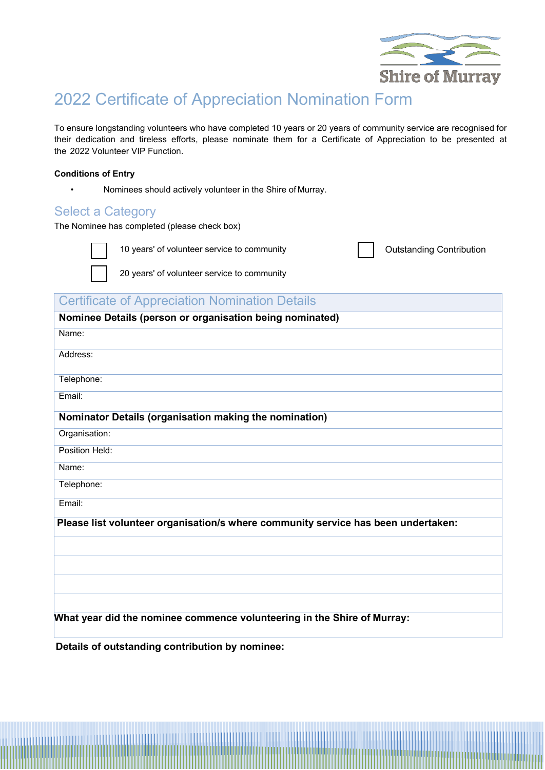# 2022 Certificate of Appreciation Nomination Form

To ensure longstanding volunteers who have completed 10 years or 20 years of community service are recognised for their dedication and tireless efforts, please nominate them for a Certificate of Appreciation to be presented at the 2022 Volunteer VIP Function.

**Conditions of Entry**

- Nominees should actively volunteer in the Shire of Murray.

## Select a Category

The Nominee has completed (please check box)

☐ 10 years' of volunteer service to community

☐ 20 years' of volunteer service to community

☐ Outstanding Contribution

| Certificate of Appreciation Nomination Details |
|---|
| **Nominee Details (person or organisation being nominated)** |
| Name: |
| Address: |
| Telephone: |
| Email: |
| **Nominator Details (organisation making the nomination)** |
| Organisation: |
| Position Held: |
| Name: |
| Telephone: |
| Email: |
| **Please list volunteer organisation/s where community service has been undertaken:** |
| |
| |
| |
| |
| **What year did the nominee commence volunteering in the Shire of Murray:** |

**Details of outstanding contribution by nominee:**